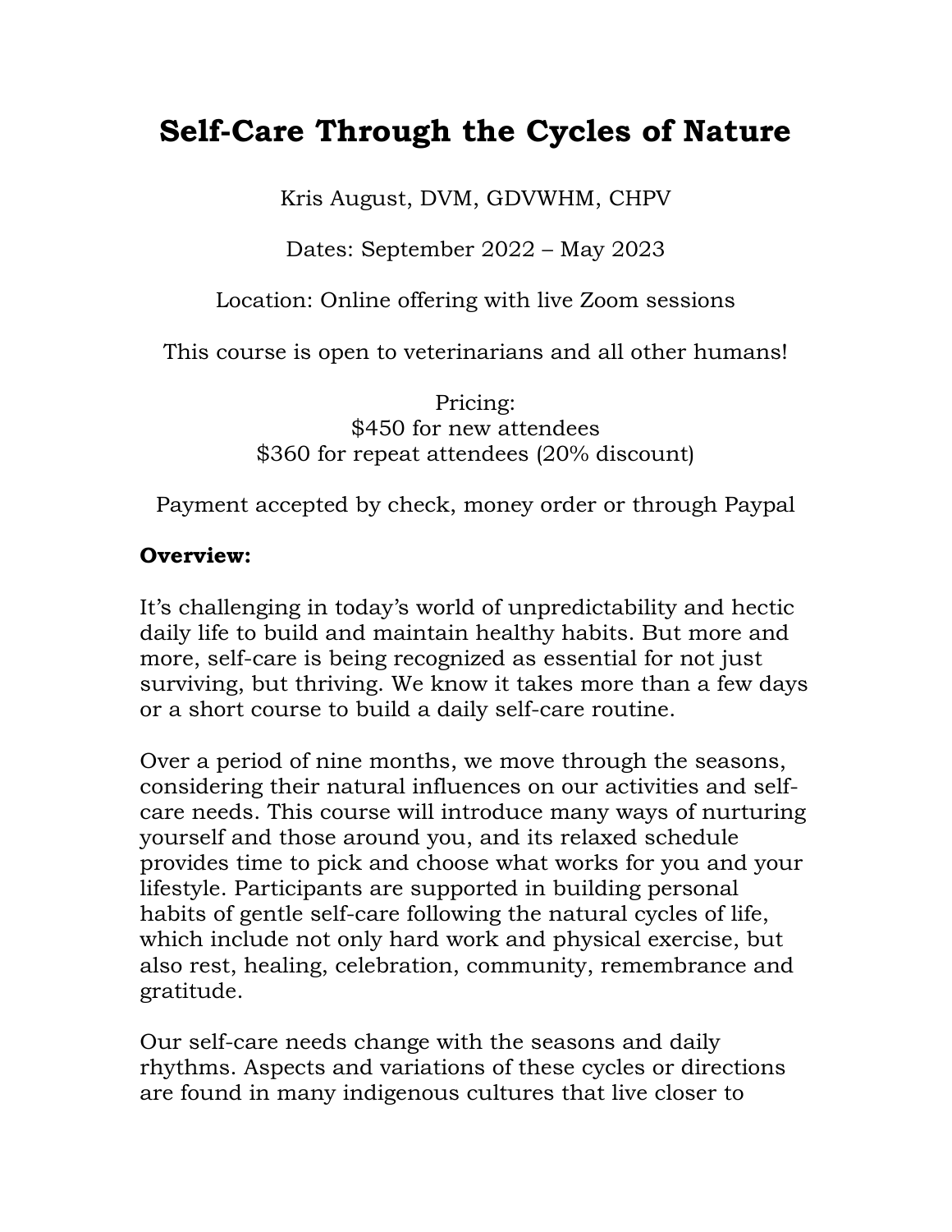# Self-Care Through the Cycles of Nature

Kris August, DVM, GDVWHM, CHPV

Dates: September 2022 – May 2023

Location: Online offering with live Zoom sessions

This course is open to veterinarians and all other humans!

Pricing:
$450 for new attendees
$360 for repeat attendees (20% discount)

Payment accepted by check, money order or through Paypal

**Overview:**

It's challenging in today's world of unpredictability and hectic daily life to build and maintain healthy habits. But more and more, self-care is being recognized as essential for not just surviving, but thriving. We know it takes more than a few days or a short course to build a daily self-care routine.

Over a period of nine months, we move through the seasons, considering their natural influences on our activities and self-care needs. This course will introduce many ways of nurturing yourself and those around you, and its relaxed schedule provides time to pick and choose what works for you and your lifestyle. Participants are supported in building personal habits of gentle self-care following the natural cycles of life, which include not only hard work and physical exercise, but also rest, healing, celebration, community, remembrance and gratitude.

Our self-care needs change with the seasons and daily rhythms. Aspects and variations of these cycles or directions are found in many indigenous cultures that live closer to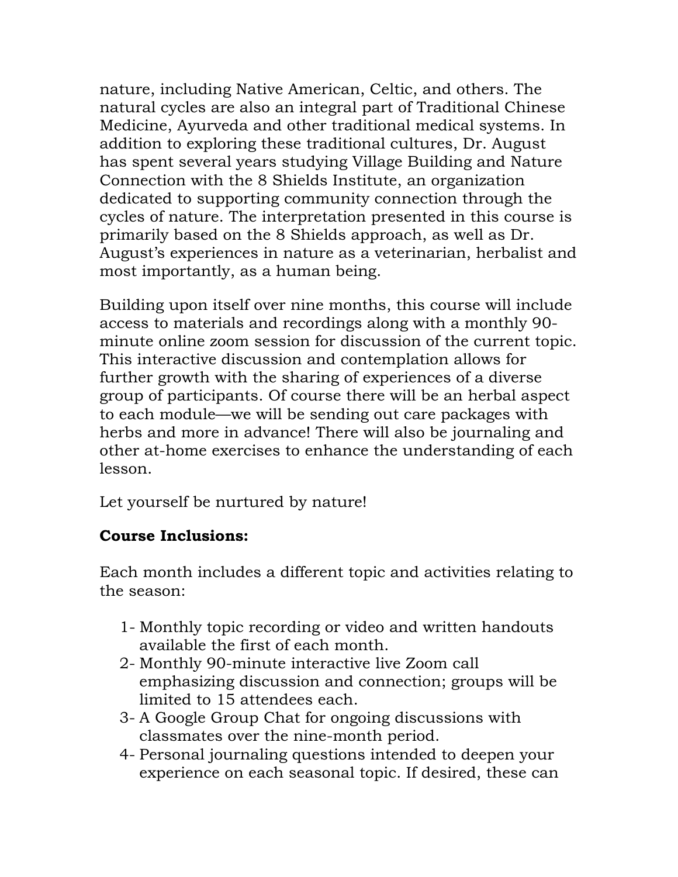nature, including Native American, Celtic, and others. The natural cycles are also an integral part of Traditional Chinese Medicine, Ayurveda and other traditional medical systems. In addition to exploring these traditional cultures, Dr. August has spent several years studying Village Building and Nature Connection with the 8 Shields Institute, an organization dedicated to supporting community connection through the cycles of nature. The interpretation presented in this course is primarily based on the 8 Shields approach, as well as Dr. August's experiences in nature as a veterinarian, herbalist and most importantly, as a human being.

Building upon itself over nine months, this course will include access to materials and recordings along with a monthly 90-minute online zoom session for discussion of the current topic. This interactive discussion and contemplation allows for further growth with the sharing of experiences of a diverse group of participants. Of course there will be an herbal aspect to each module—we will be sending out care packages with herbs and more in advance! There will also be journaling and other at-home exercises to enhance the understanding of each lesson.

Let yourself be nurtured by nature!

**Course Inclusions:**

Each month includes a different topic and activities relating to the season:

1- Monthly topic recording or video and written handouts available the first of each month.
2- Monthly 90-minute interactive live Zoom call emphasizing discussion and connection; groups will be limited to 15 attendees each.
3- A Google Group Chat for ongoing discussions with classmates over the nine-month period.
4- Personal journaling questions intended to deepen your experience on each seasonal topic. If desired, these can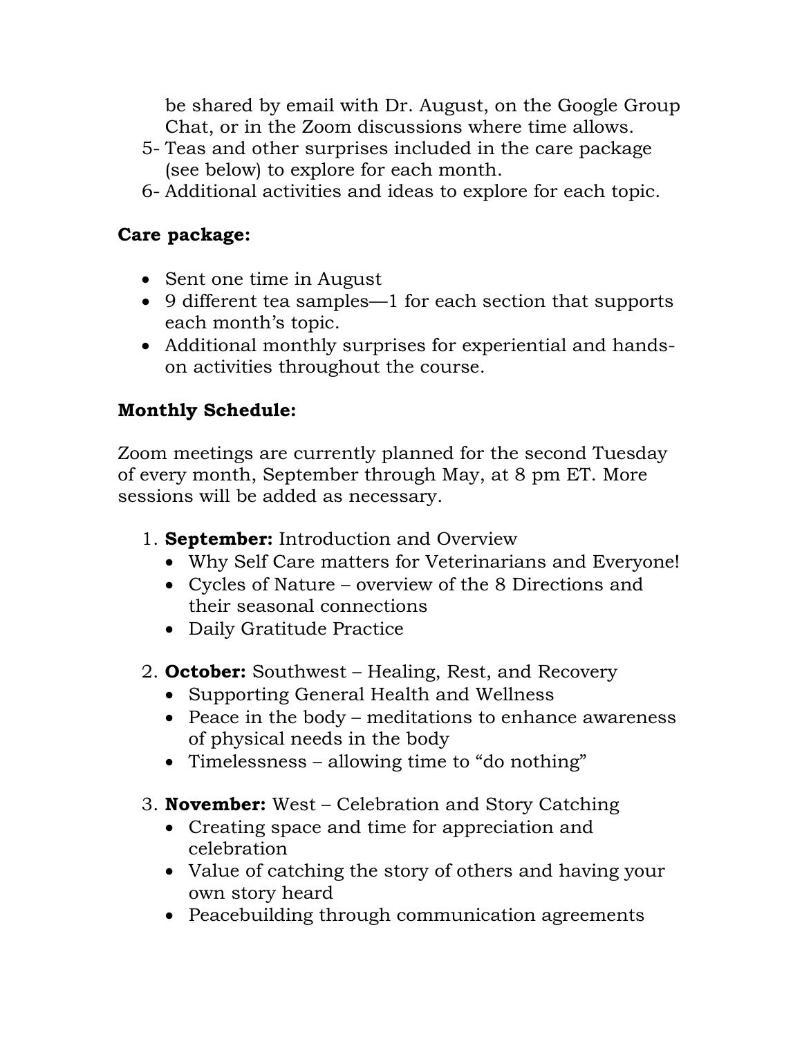be shared by email with Dr. August, on the Google Group Chat, or in the Zoom discussions where time allows.

5- Teas and other surprises included in the care package (see below) to explore for each month.

6- Additional activities and ideas to explore for each topic.

**Care package:**

- Sent one time in August
- 9 different tea samples—1 for each section that supports each month's topic.
- Additional monthly surprises for experiential and hands-on activities throughout the course.

**Monthly Schedule:**

Zoom meetings are currently planned for the second Tuesday of every month, September through May, at 8 pm ET. More sessions will be added as necessary.

1. **September:** Introduction and Overview
   - Why Self Care matters for Veterinarians and Everyone!
   - Cycles of Nature – overview of the 8 Directions and their seasonal connections
   - Daily Gratitude Practice

2. **October:** Southwest – Healing, Rest, and Recovery
   - Supporting General Health and Wellness
   - Peace in the body – meditations to enhance awareness of physical needs in the body
   - Timelessness – allowing time to "do nothing"

3. **November:** West – Celebration and Story Catching
   - Creating space and time for appreciation and celebration
   - Value of catching the story of others and having your own story heard
   - Peacebuilding through communication agreements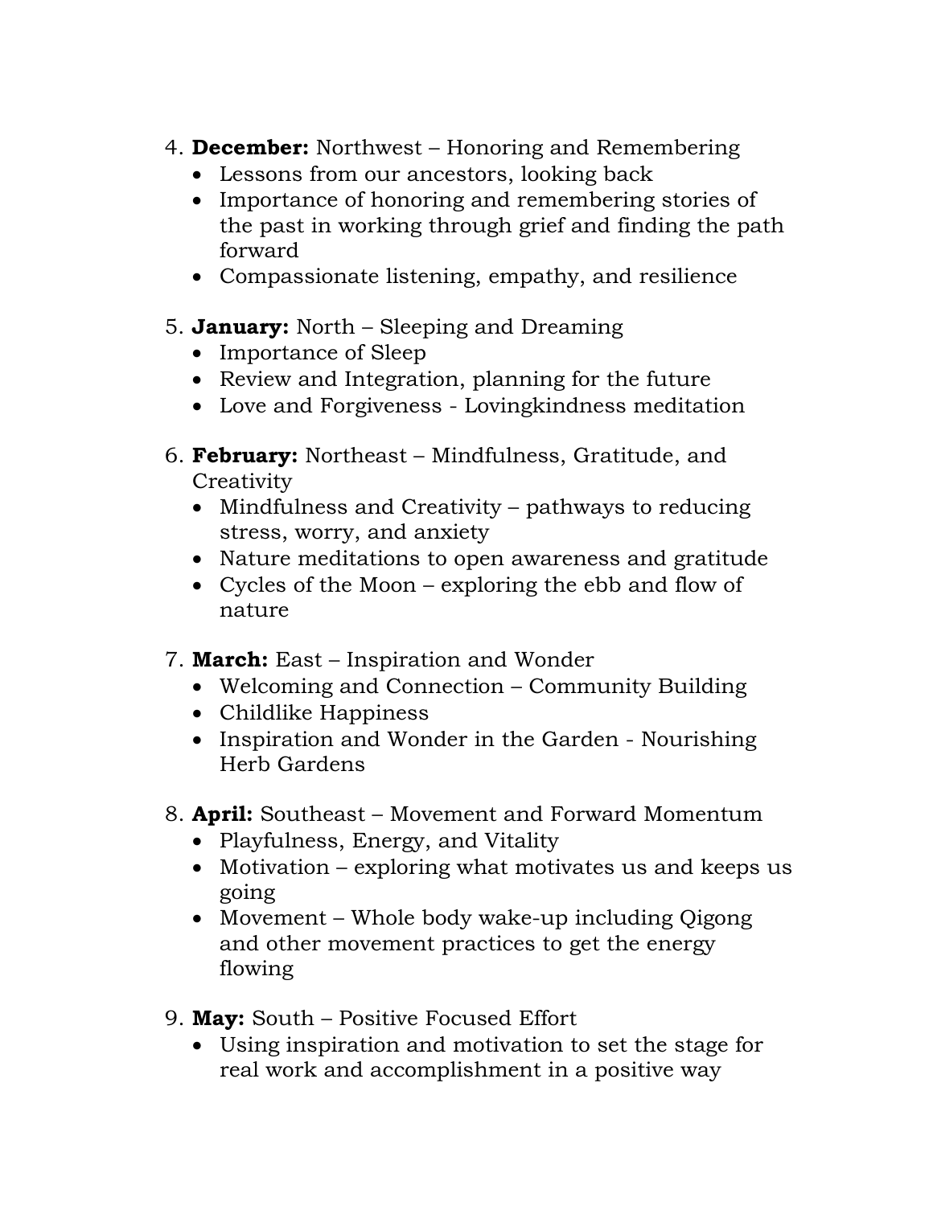4. **December:** Northwest – Honoring and Remembering
   - Lessons from our ancestors, looking back
   - Importance of honoring and remembering stories of the past in working through grief and finding the path forward
   - Compassionate listening, empathy, and resilience

5. **January:** North – Sleeping and Dreaming
   - Importance of Sleep
   - Review and Integration, planning for the future
   - Love and Forgiveness - Lovingkindness meditation

6. **February:** Northeast – Mindfulness, Gratitude, and Creativity
   - Mindfulness and Creativity – pathways to reducing stress, worry, and anxiety
   - Nature meditations to open awareness and gratitude
   - Cycles of the Moon – exploring the ebb and flow of nature

7. **March:** East – Inspiration and Wonder
   - Welcoming and Connection – Community Building
   - Childlike Happiness
   - Inspiration and Wonder in the Garden - Nourishing Herb Gardens

8. **April:** Southeast – Movement and Forward Momentum
   - Playfulness, Energy, and Vitality
   - Motivation – exploring what motivates us and keeps us going
   - Movement – Whole body wake-up including Qigong and other movement practices to get the energy flowing

9. **May:** South – Positive Focused Effort
   - Using inspiration and motivation to set the stage for real work and accomplishment in a positive way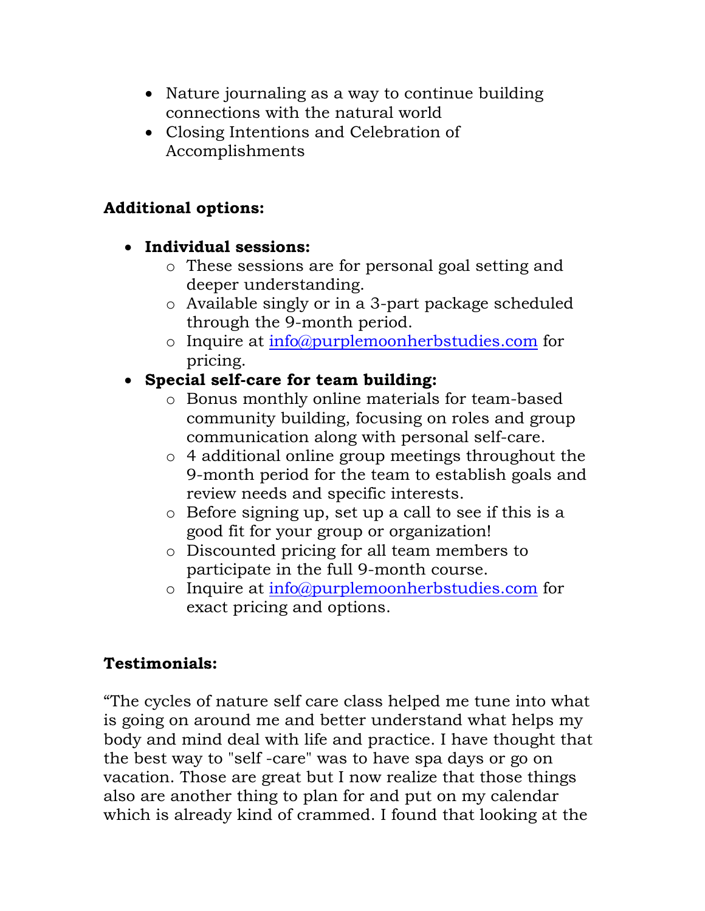- Nature journaling as a way to continue building connections with the natural world
- Closing Intentions and Celebration of Accomplishments

**Additional options:**

- **Individual sessions:**
  - These sessions are for personal goal setting and deeper understanding.
  - Available singly or in a 3-part package scheduled through the 9-month period.
  - Inquire at info@purplemoonherbstudies.com for pricing.
- **Special self-care for team building:**
  - Bonus monthly online materials for team-based community building, focusing on roles and group communication along with personal self-care.
  - 4 additional online group meetings throughout the 9-month period for the team to establish goals and review needs and specific interests.
  - Before signing up, set up a call to see if this is a good fit for your group or organization!
  - Discounted pricing for all team members to participate in the full 9-month course.
  - Inquire at info@purplemoonherbstudies.com for exact pricing and options.

**Testimonials:**

“The cycles of nature self care class helped me tune into what is going on around me and better understand what helps my body and mind deal with life and practice. I have thought that the best way to "self -care" was to have spa days or go on vacation. Those are great but I now realize that those things also are another thing to plan for and put on my calendar which is already kind of crammed. I found that looking at the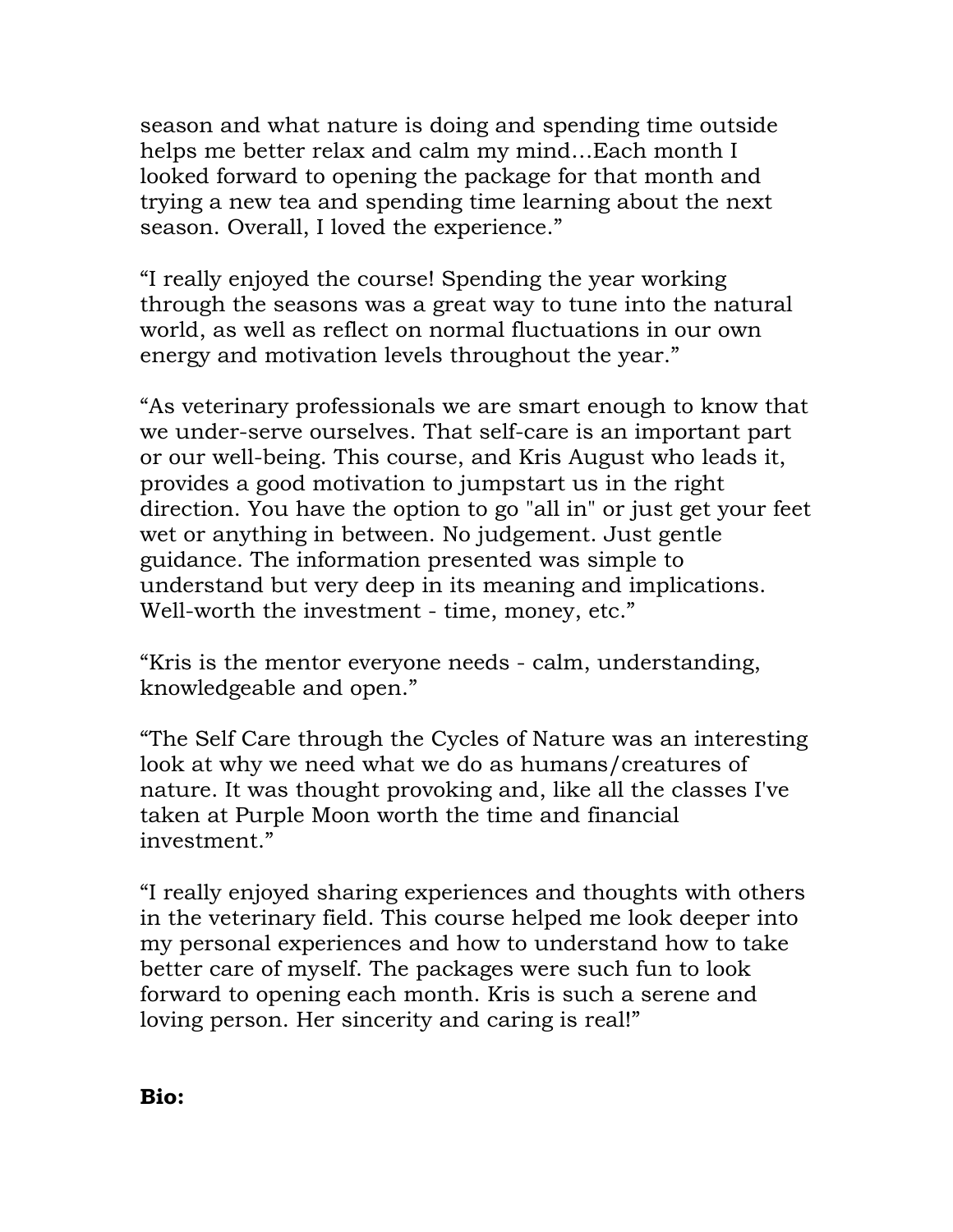season and what nature is doing and spending time outside helps me better relax and calm my mind…Each month I looked forward to opening the package for that month and trying a new tea and spending time learning about the next season. Overall, I loved the experience."

"I really enjoyed the course! Spending the year working through the seasons was a great way to tune into the natural world, as well as reflect on normal fluctuations in our own energy and motivation levels throughout the year."

"As veterinary professionals we are smart enough to know that we under-serve ourselves. That self-care is an important part or our well-being. This course, and Kris August who leads it, provides a good motivation to jumpstart us in the right direction. You have the option to go "all in" or just get your feet wet or anything in between. No judgement. Just gentle guidance. The information presented was simple to understand but very deep in its meaning and implications. Well-worth the investment - time, money, etc."

"Kris is the mentor everyone needs - calm, understanding, knowledgeable and open."

"The Self Care through the Cycles of Nature was an interesting look at why we need what we do as humans/creatures of nature. It was thought provoking and, like all the classes I've taken at Purple Moon worth the time and financial investment."

"I really enjoyed sharing experiences and thoughts with others in the veterinary field. This course helped me look deeper into my personal experiences and how to understand how to take better care of myself. The packages were such fun to look forward to opening each month. Kris is such a serene and loving person. Her sincerity and caring is real!"

**Bio:**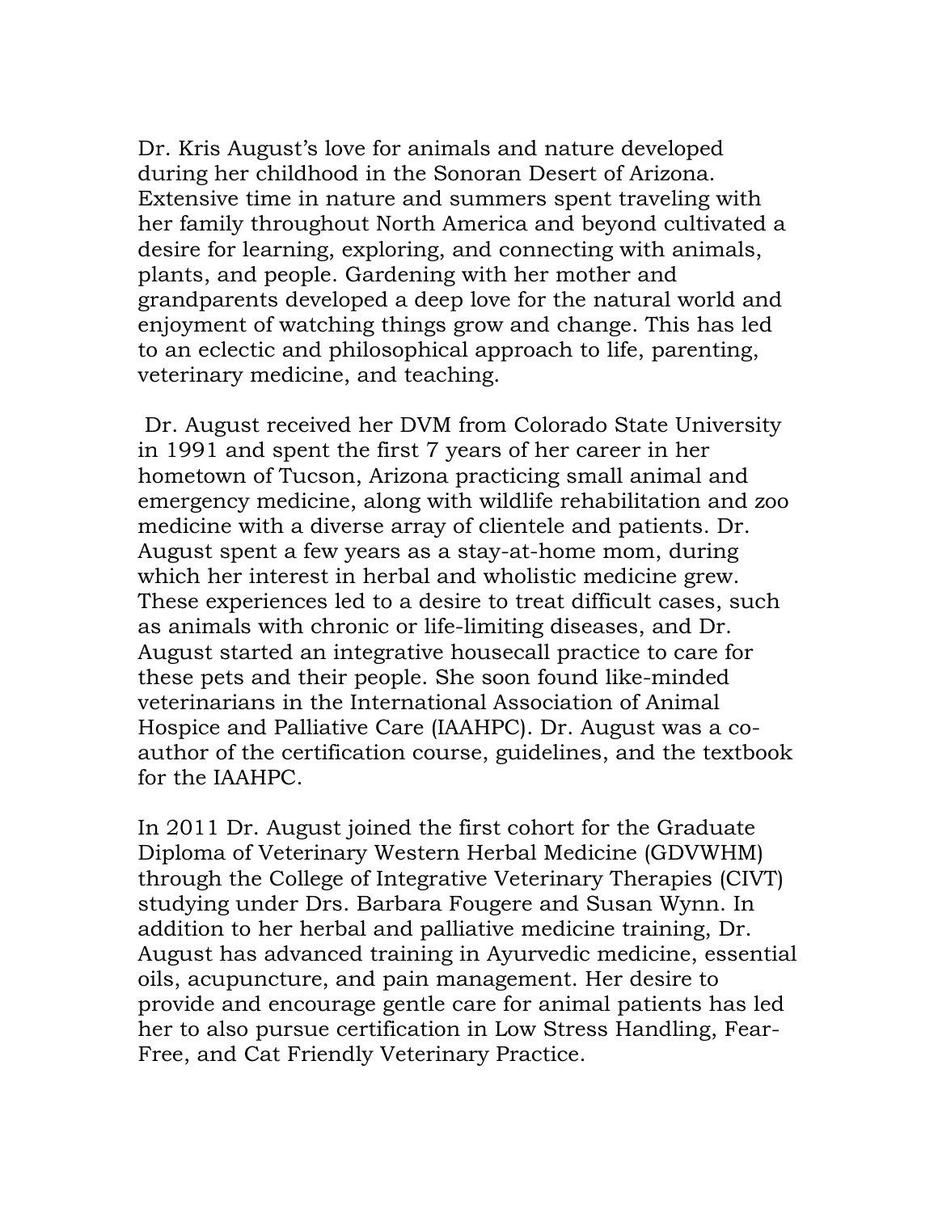Dr. Kris August's love for animals and nature developed during her childhood in the Sonoran Desert of Arizona. Extensive time in nature and summers spent traveling with her family throughout North America and beyond cultivated a desire for learning, exploring, and connecting with animals, plants, and people. Gardening with her mother and grandparents developed a deep love for the natural world and enjoyment of watching things grow and change. This has led to an eclectic and philosophical approach to life, parenting, veterinary medicine, and teaching.

Dr. August received her DVM from Colorado State University in 1991 and spent the first 7 years of her career in her hometown of Tucson, Arizona practicing small animal and emergency medicine, along with wildlife rehabilitation and zoo medicine with a diverse array of clientele and patients. Dr. August spent a few years as a stay-at-home mom, during which her interest in herbal and wholistic medicine grew. These experiences led to a desire to treat difficult cases, such as animals with chronic or life-limiting diseases, and Dr. August started an integrative housecall practice to care for these pets and their people. She soon found like-minded veterinarians in the International Association of Animal Hospice and Palliative Care (IAAHPC). Dr. August was a co-author of the certification course, guidelines, and the textbook for the IAAHPC.

In 2011 Dr. August joined the first cohort for the Graduate Diploma of Veterinary Western Herbal Medicine (GDVWHM) through the College of Integrative Veterinary Therapies (CIVT) studying under Drs. Barbara Fougere and Susan Wynn. In addition to her herbal and palliative medicine training, Dr. August has advanced training in Ayurvedic medicine, essential oils, acupuncture, and pain management. Her desire to provide and encourage gentle care for animal patients has led her to also pursue certification in Low Stress Handling, Fear-Free, and Cat Friendly Veterinary Practice.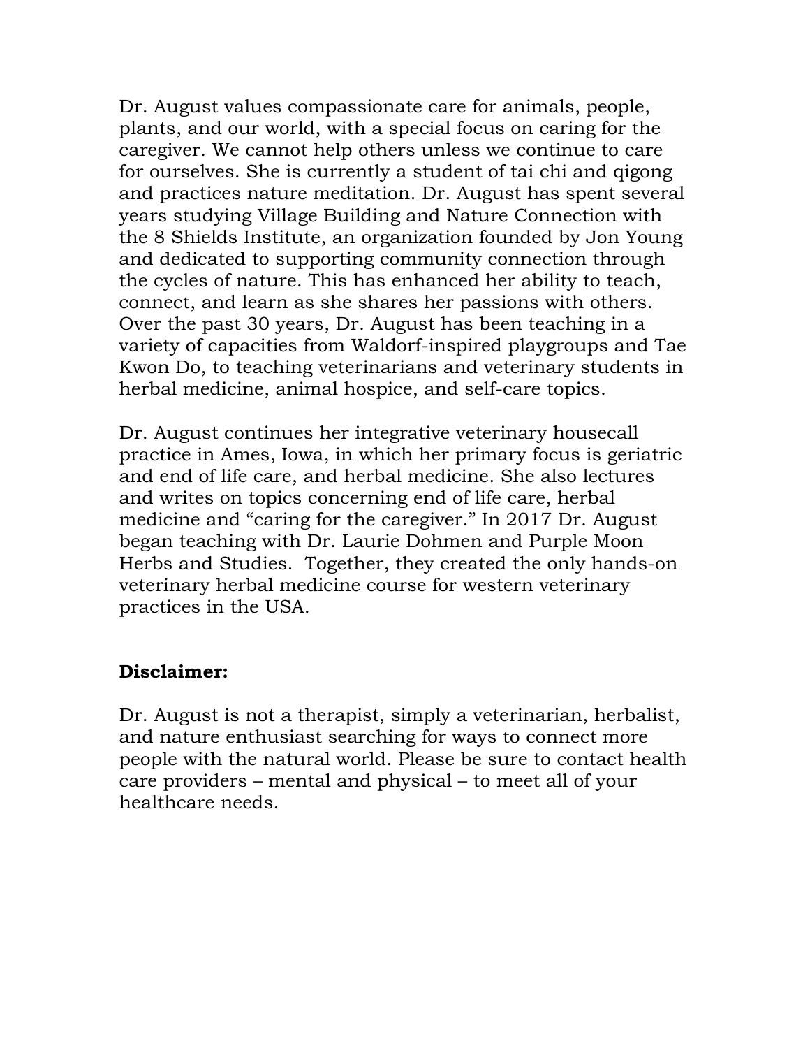Dr. August values compassionate care for animals, people, plants, and our world, with a special focus on caring for the caregiver. We cannot help others unless we continue to care for ourselves. She is currently a student of tai chi and qigong and practices nature meditation. Dr. August has spent several years studying Village Building and Nature Connection with the 8 Shields Institute, an organization founded by Jon Young and dedicated to supporting community connection through the cycles of nature. This has enhanced her ability to teach, connect, and learn as she shares her passions with others. Over the past 30 years, Dr. August has been teaching in a variety of capacities from Waldorf-inspired playgroups and Tae Kwon Do, to teaching veterinarians and veterinary students in herbal medicine, animal hospice, and self-care topics.

Dr. August continues her integrative veterinary housecall practice in Ames, Iowa, in which her primary focus is geriatric and end of life care, and herbal medicine. She also lectures and writes on topics concerning end of life care, herbal medicine and "caring for the caregiver." In 2017 Dr. August began teaching with Dr. Laurie Dohmen and Purple Moon Herbs and Studies. Together, they created the only hands-on veterinary herbal medicine course for western veterinary practices in the USA.

**Disclaimer:**

Dr. August is not a therapist, simply a veterinarian, herbalist, and nature enthusiast searching for ways to connect more people with the natural world. Please be sure to contact health care providers – mental and physical – to meet all of your healthcare needs.